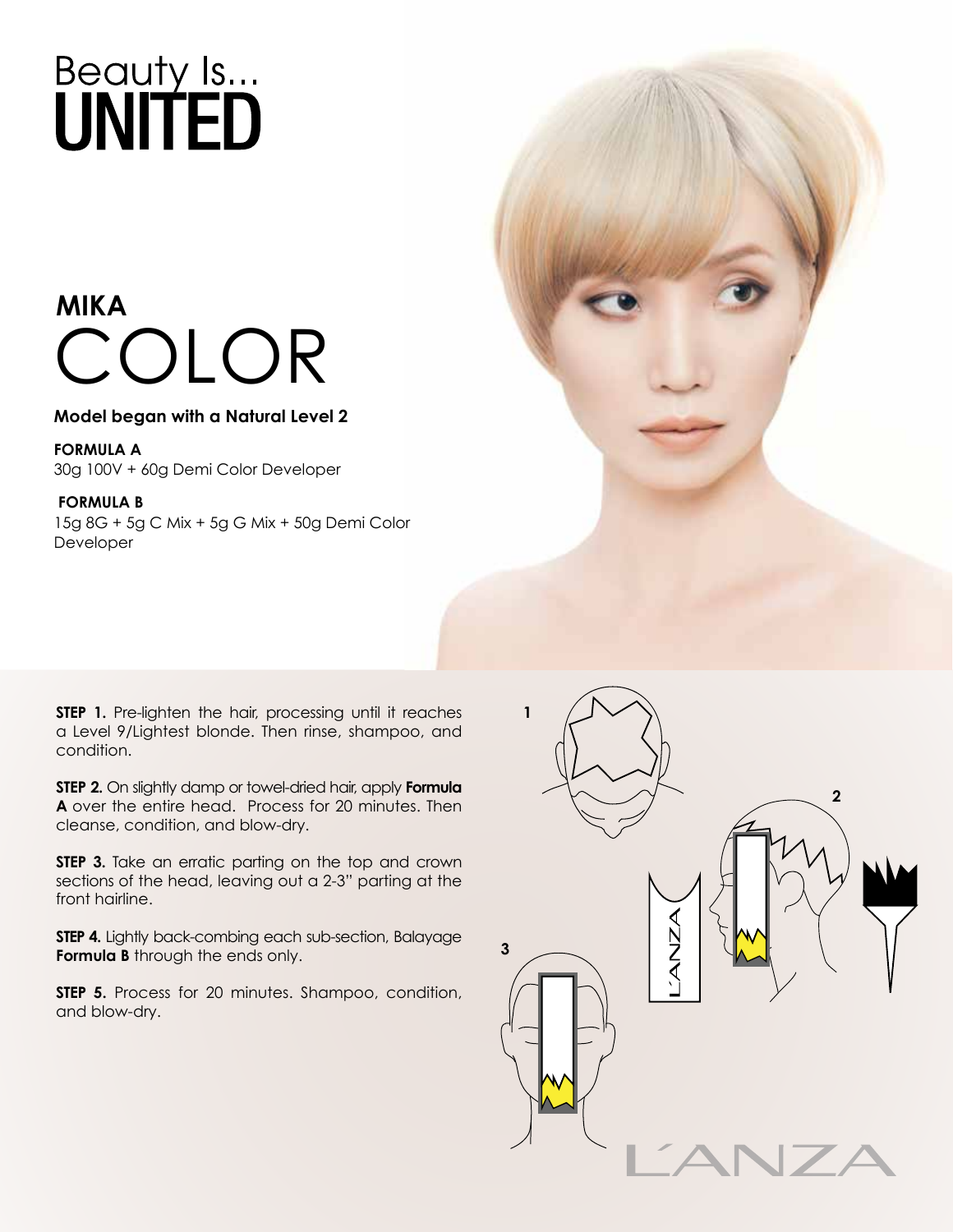# Beauty Is...
# UNITED

## MIKA
# COLOR

**Model began with a Natural Level 2**

**FORMULA A**
30g 100V + 60g Demi Color Developer

**FORMULA B**
15g 8G + 5g C Mix + 5g G Mix + 50g Demi Color Developer

**STEP 1.** Pre-lighten the hair, processing until it reaches a Level 9/Lightest blonde. Then rinse, shampoo, and condition.

**STEP 2.** On slightly damp or towel-dried hair, apply **Formula A** over the entire head. Process for 20 minutes. Then cleanse, condition, and blow-dry.

**STEP 3.** Take an erratic parting on the top and crown sections of the head, leaving out a 2-3" parting at the front hairline.

**STEP 4.** Lightly back-combing each sub-section, Balayage **Formula B** through the ends only.

**STEP 5.** Process for 20 minutes. Shampoo, condition, and blow-dry.

L'ANZA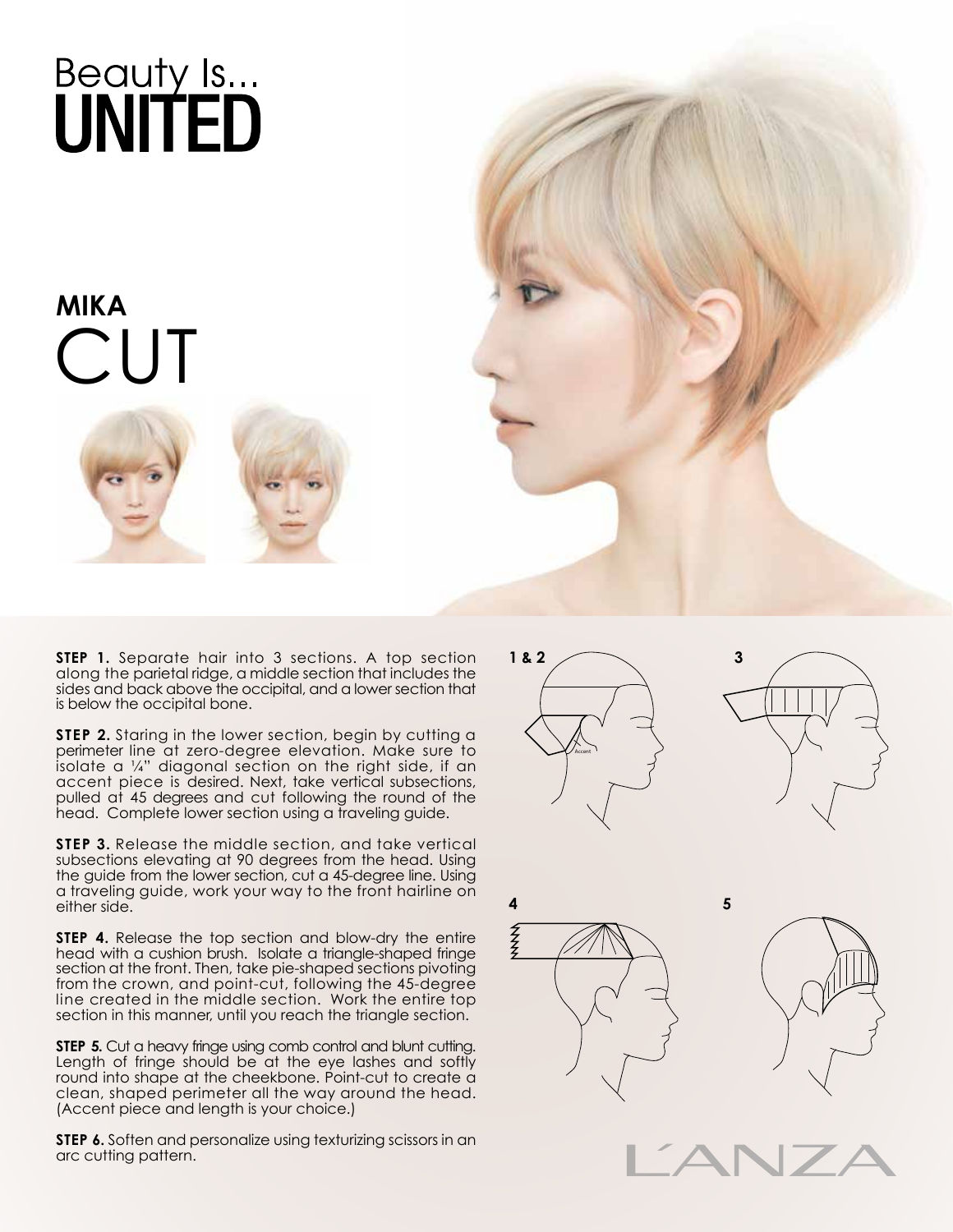# Beauty Is... UNITED

## MIKA CUT

**STEP 1.** Separate hair into 3 sections. A top section along the parietal ridge, a middle section that includes the sides and back above the occipital, and a lower section that is below the occipital bone.

**STEP 2.** Staring in the lower section, begin by cutting a perimeter line at zero-degree elevation. Make sure to isolate a ¼" diagonal section on the right side, if an accent piece is desired. Next, take vertical subsections, pulled at 45 degrees and cut following the round of the head. Complete lower section using a traveling guide.

**STEP 3.** Release the middle section, and take vertical subsections elevating at 90 degrees from the head. Using the guide from the lower section, cut a 45-degree line. Using a traveling guide, work your way to the front hairline on either side.

**STEP 4.** Release the top section and blow-dry the entire head with a cushion brush. Isolate a triangle-shaped fringe section at the front. Then, take pie-shaped sections pivoting from the crown, and point-cut, following the 45-degree line created in the middle section. Work the entire top section in this manner, until you reach the triangle section.

**STEP 5.** Cut a heavy fringe using comb control and blunt cutting. Length of fringe should be at the eye lashes and softly round into shape at the cheekbone. Point-cut to create a clean, shaped perimeter all the way around the head. (Accent piece and length is your choice.)

**STEP 6.** Soften and personalize using texturizing scissors in an arc cutting pattern.

1 & 2

Accent

3

4

5

L'ANZA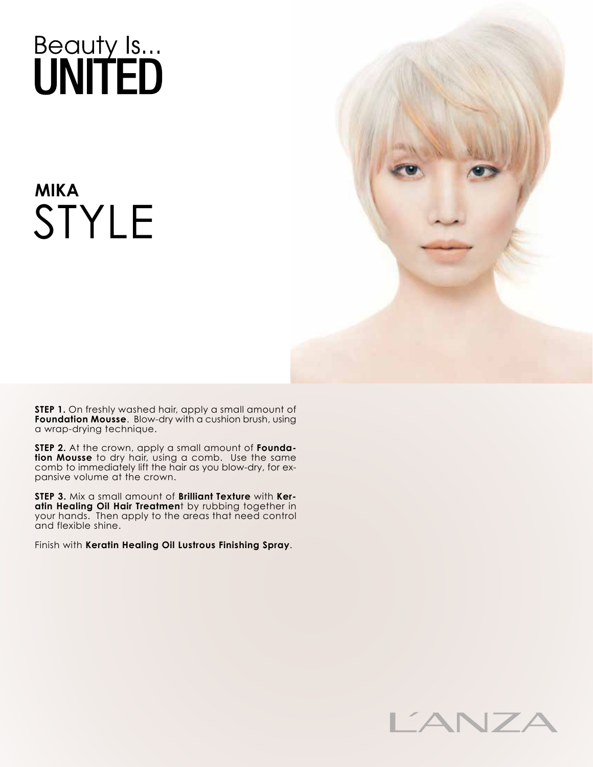# Beauty Is... UNITED

## MIKA STYLE

**STEP 1.** On freshly washed hair, apply a small amount of **Foundation Mousse**. Blow-dry with a cushion brush, using a wrap-drying technique.

**STEP 2.** At the crown, apply a small amount of **Foundation Mousse** to dry hair, using a comb. Use the same comb to immediately lift the hair as you blow-dry, for expansive volume at the crown.

**STEP 3.** Mix a small amount of **Brilliant Texture** with **Keratin Healing Oil Hair Treatment** by rubbing together in your hands. Then apply to the areas that need control and flexible shine.

Finish with **Keratin Healing Oil Lustrous Finishing Spray**.

L'ANZA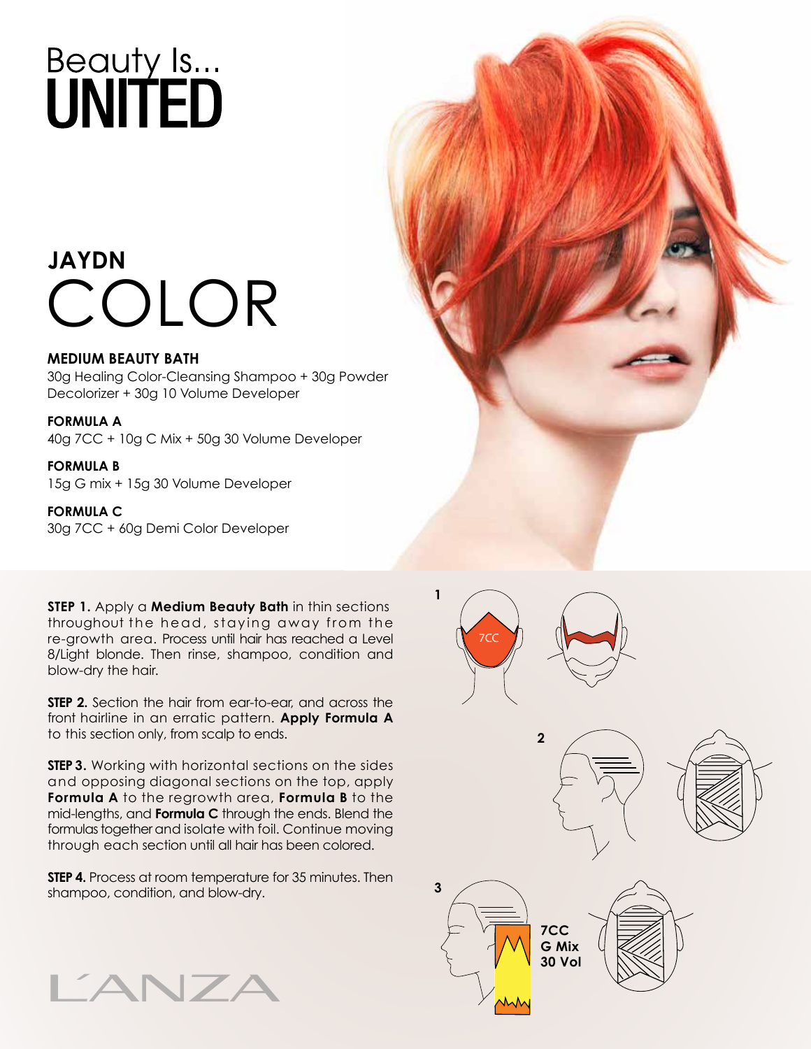Beauty Is...
# UNITED

## JAYDN
# COLOR

**MEDIUM BEAUTY BATH**
30g Healing Color-Cleansing Shampoo + 30g Powder Decolorizer + 30g 10 Volume Developer

**FORMULA A**
40g 7CC + 10g C Mix + 50g 30 Volume Developer

**FORMULA B**
15g G mix + 15g 30 Volume Developer

**FORMULA C**
30g 7CC + 60g Demi Color Developer

**STEP 1.** Apply a **Medium Beauty Bath** in thin sections throughout the head, staying away from the re-growth area. Process until hair has reached a Level 8/Light blonde. Then rinse, shampoo, condition and blow-dry the hair.

**STEP 2.** Section the hair from ear-to-ear, and across the front hairline in an erratic pattern. **Apply Formula A** to this section only, from scalp to ends.

**STEP 3.** Working with horizontal sections on the sides and opposing diagonal sections on the top, apply **Formula A** to the regrowth area, **Formula B** to the mid-lengths, and **Formula C** through the ends. Blend the formulas together and isolate with foil. Continue moving through each section until all hair has been colored.

**STEP 4.** Process at room temperature for 35 minutes. Then shampoo, condition, and blow-dry.

1

7CC

2

3

**7CC**
**G Mix**
**30 Vol**

L'ANZA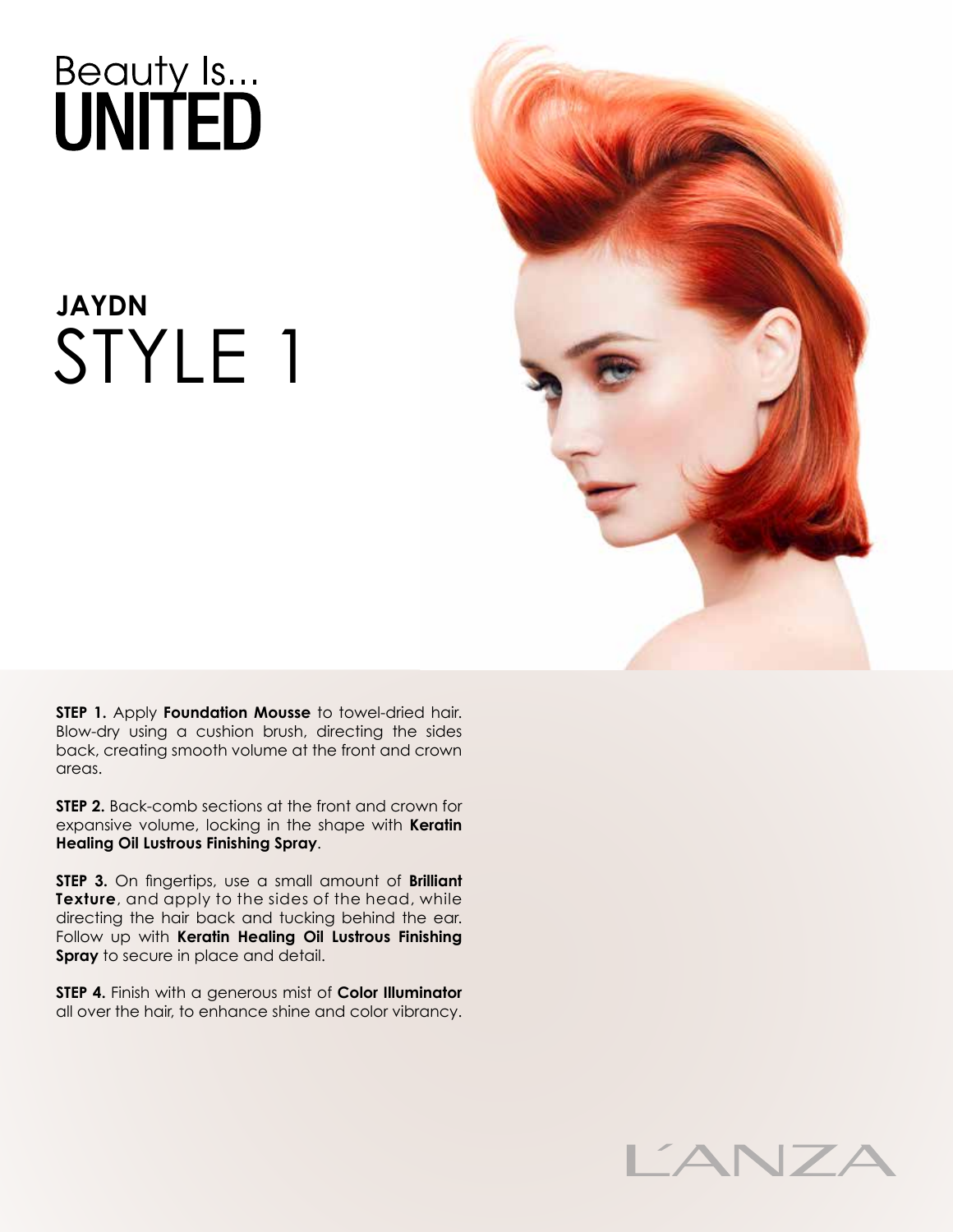# Beauty Is... UNITED

## JAYDN
## STYLE 1

**STEP 1.** Apply **Foundation Mousse** to towel-dried hair. Blow-dry using a cushion brush, directing the sides back, creating smooth volume at the front and crown areas.

**STEP 2.** Back-comb sections at the front and crown for expansive volume, locking in the shape with **Keratin Healing Oil Lustrous Finishing Spray**.

**STEP 3.** On fingertips, use a small amount of **Brilliant Texture**, and apply to the sides of the head, while directing the hair back and tucking behind the ear. Follow up with **Keratin Healing Oil Lustrous Finishing Spray** to secure in place and detail.

**STEP 4.** Finish with a generous mist of **Color Illuminator** all over the hair, to enhance shine and color vibrancy.

L'ANZA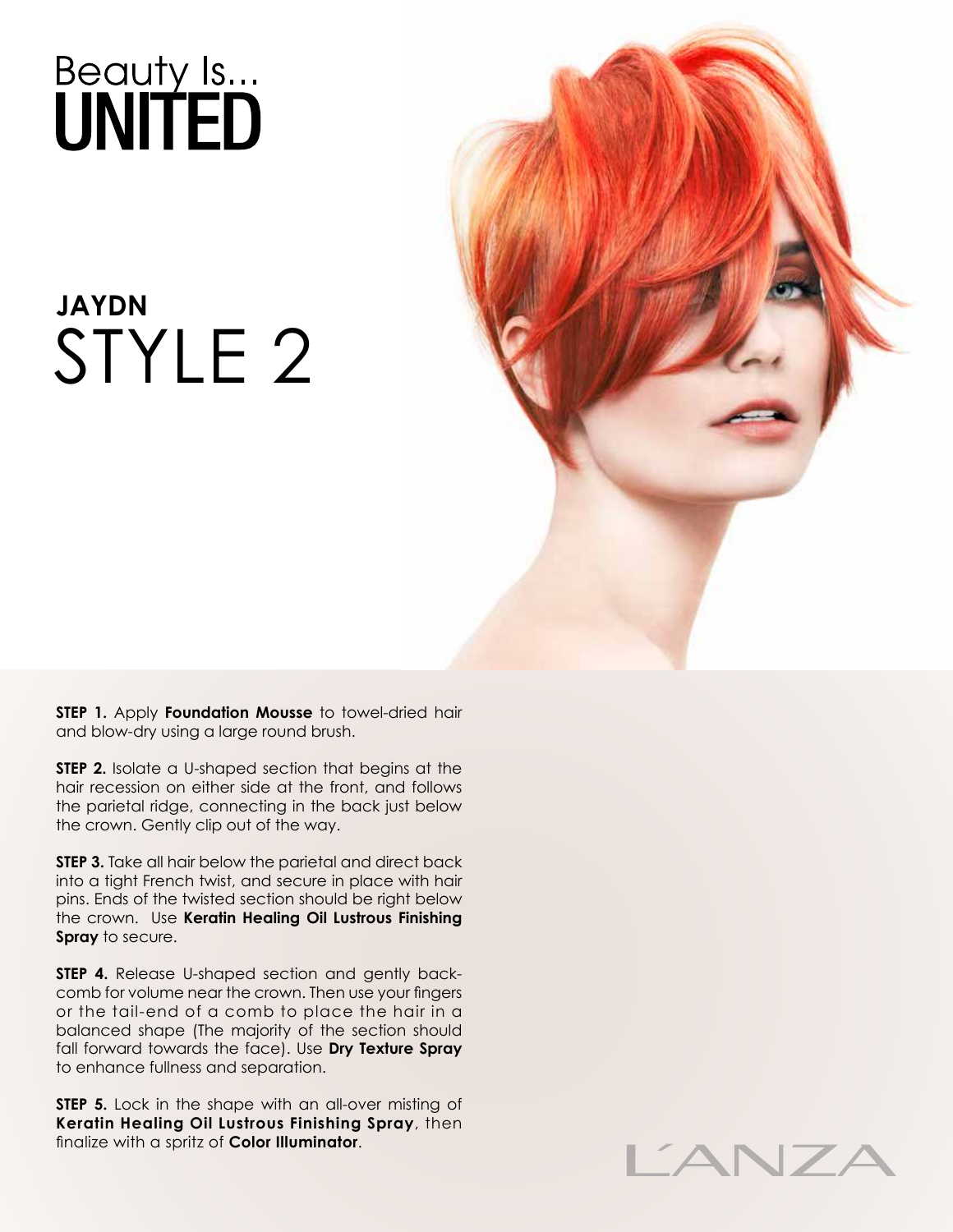# Beauty Is... UNITED

## JAYDN
# STYLE 2

**STEP 1.** Apply **Foundation Mousse** to towel-dried hair and blow-dry using a large round brush.

**STEP 2.** Isolate a U-shaped section that begins at the hair recession on either side at the front, and follows the parietal ridge, connecting in the back just below the crown. Gently clip out of the way.

**STEP 3.** Take all hair below the parietal and direct back into a tight French twist, and secure in place with hair pins. Ends of the twisted section should be right below the crown. Use **Keratin Healing Oil Lustrous Finishing Spray** to secure.

**STEP 4.** Release U-shaped section and gently back-comb for volume near the crown. Then use your fingers or the tail-end of a comb to place the hair in a balanced shape (The majority of the section should fall forward towards the face). Use **Dry Texture Spray** to enhance fullness and separation.

**STEP 5.** Lock in the shape with an all-over misting of **Keratin Healing Oil Lustrous Finishing Spray**, then finalize with a spritz of **Color Illuminator**.

L'ANZA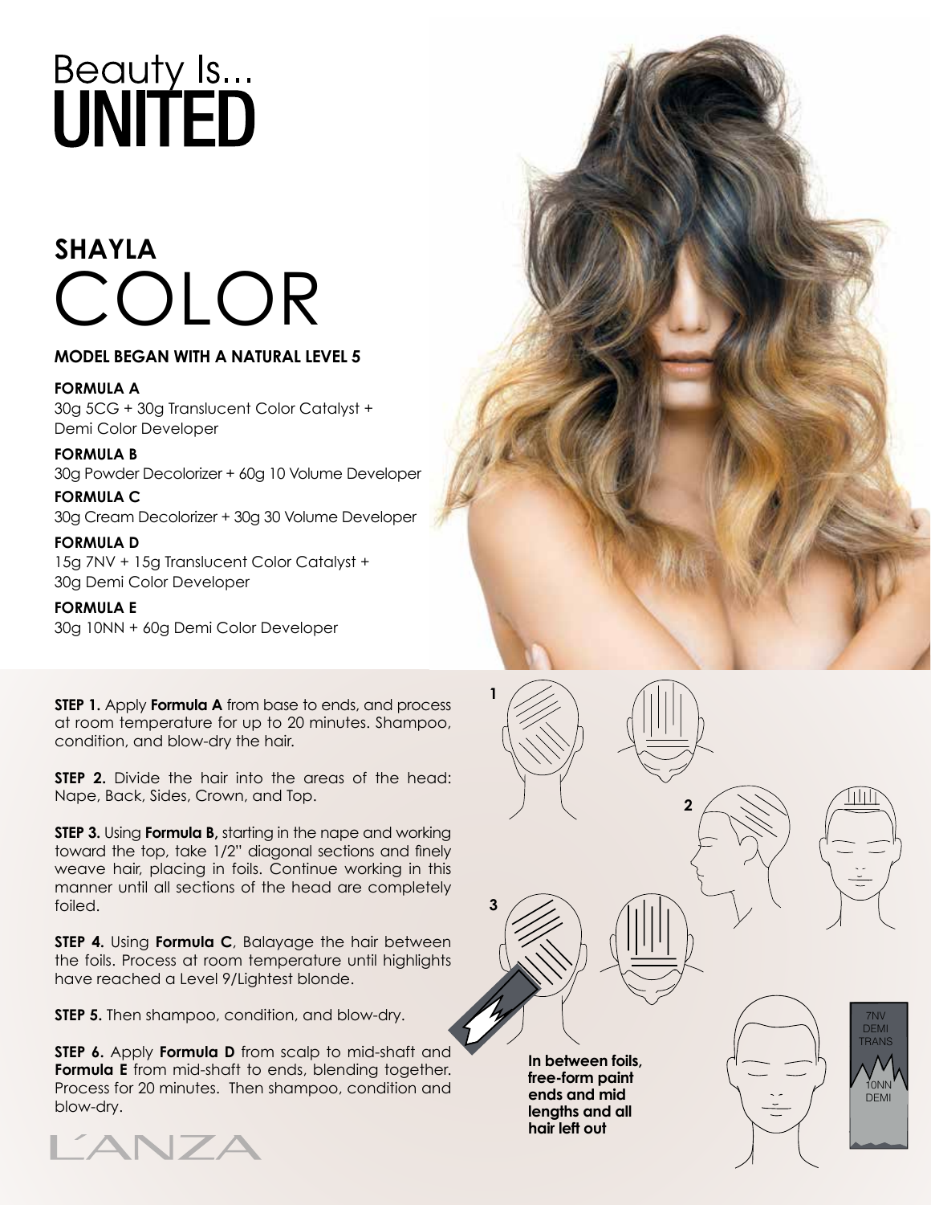# Beauty Is... UNITED

## SHAYLA

# COLOR

### MODEL BEGAN WITH A NATURAL LEVEL 5

**FORMULA A**
30g 5CG + 30g Translucent Color Catalyst + Demi Color Developer

**FORMULA B**
30g Powder Decolorizer + 60g 10 Volume Developer

**FORMULA C**
30g Cream Decolorizer + 30g 30 Volume Developer

**FORMULA D**
15g 7NV + 15g Translucent Color Catalyst + 30g Demi Color Developer

**FORMULA E**
30g 10NN + 60g Demi Color Developer

**STEP 1.** Apply **Formula A** from base to ends, and process at room temperature for up to 20 minutes. Shampoo, condition, and blow-dry the hair.

**STEP 2.** Divide the hair into the areas of the head: Nape, Back, Sides, Crown, and Top.

**STEP 3.** Using **Formula B,** starting in the nape and working toward the top, take 1/2" diagonal sections and finely weave hair, placing in foils. Continue working in this manner until all sections of the head are completely foiled.

**STEP 4.** Using **Formula C**, Balayage the hair between the foils. Process at room temperature until highlights have reached a Level 9/Lightest blonde.

**STEP 5.** Then shampoo, condition, and blow-dry.

**STEP 6.** Apply **Formula D** from scalp to mid-shaft and **Formula E** from mid-shaft to ends, blending together. Process for 20 minutes. Then shampoo, condition and blow-dry.

1

2

3

**In between foils, free-form paint ends and mid lengths and all hair left out**

7NV DEMI TRANS

10NN DEMI

L'ANZA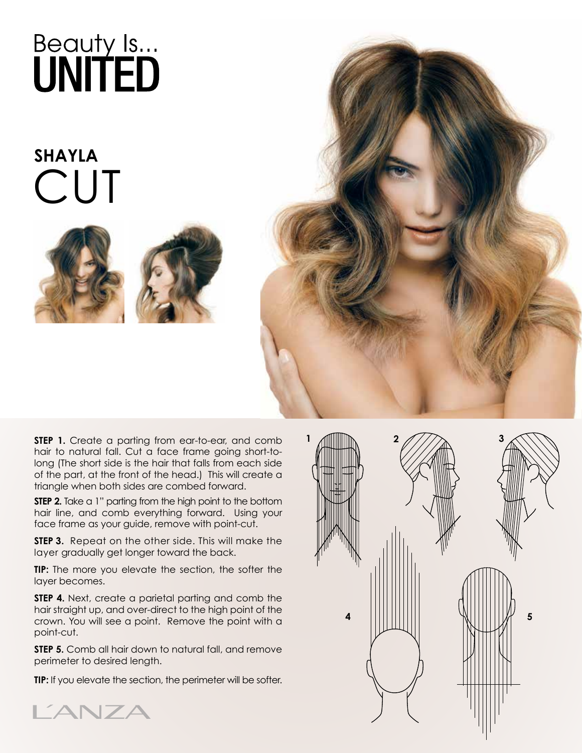# Beauty Is... UNITED

## SHAYLA CUT

**STEP 1.** Create a parting from ear-to-ear, and comb hair to natural fall. Cut a face frame going short-to-long (The short side is the hair that falls from each side of the part, at the front of the head.) This will create a triangle when both sides are combed forward.

**STEP 2.** Take a 1" parting from the high point to the bottom hair line, and comb everything forward. Using your face frame as your guide, remove with point-cut.

**STEP 3.** Repeat on the other side. This will make the layer gradually get longer toward the back.

**TIP:** The more you elevate the section, the softer the layer becomes.

**STEP 4.** Next, create a parietal parting and comb the hair straight up, and over-direct to the high point of the crown. You will see a point. Remove the point with a point-cut.

**STEP 5.** Comb all hair down to natural fall, and remove perimeter to desired length.

**TIP:** If you elevate the section, the perimeter will be softer.

L'ANZA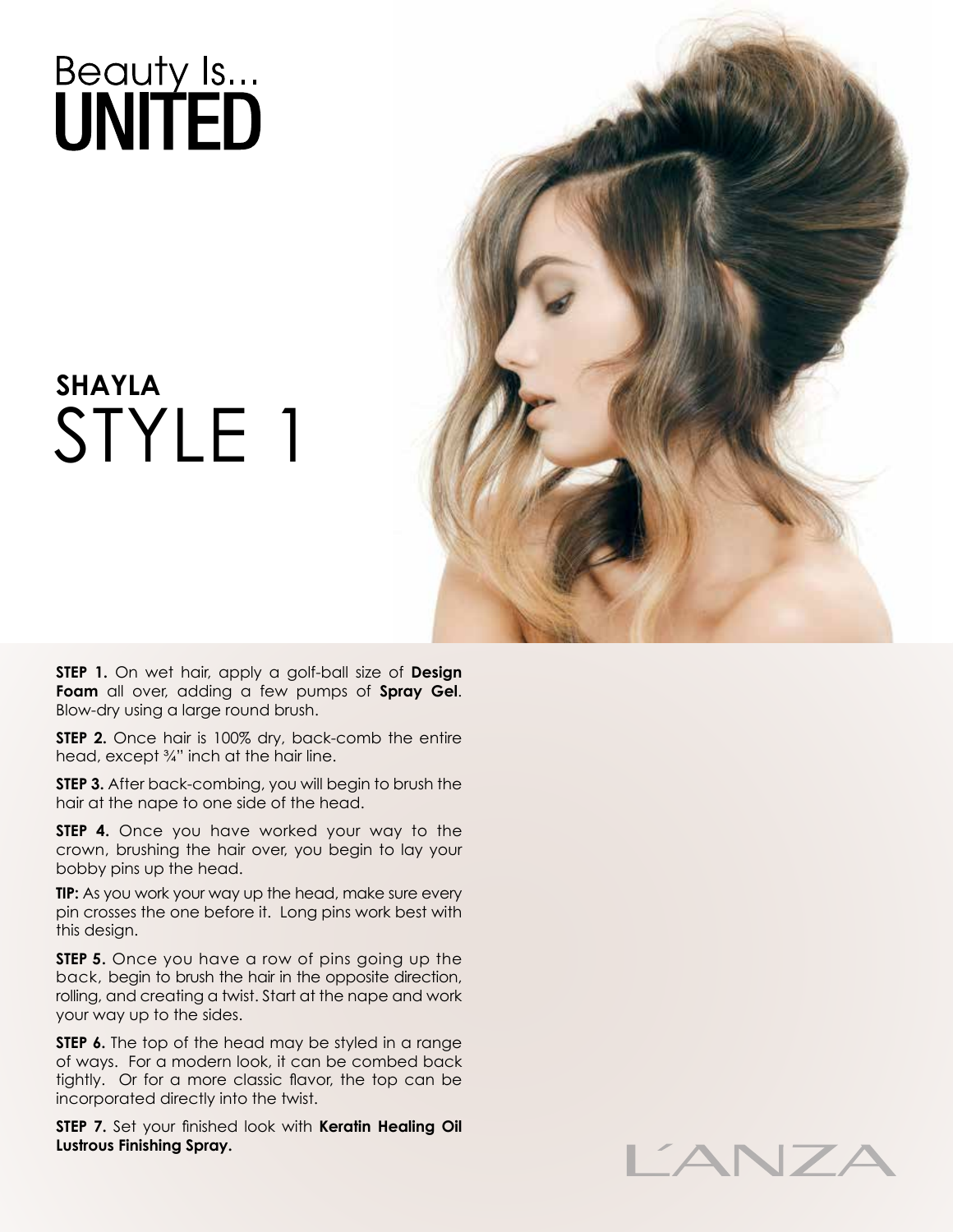# Beauty Is... UNITED

## SHAYLA
# STYLE 1

**STEP 1.** On wet hair, apply a golf-ball size of **Design Foam** all over, adding a few pumps of **Spray Gel**. Blow-dry using a large round brush.

**STEP 2.** Once hair is 100% dry, back-comb the entire head, except ¾" inch at the hair line.

**STEP 3.** After back-combing, you will begin to brush the hair at the nape to one side of the head.

**STEP 4.** Once you have worked your way to the crown, brushing the hair over, you begin to lay your bobby pins up the head.

**TIP:** As you work your way up the head, make sure every pin crosses the one before it. Long pins work best with this design.

**STEP 5.** Once you have a row of pins going up the back, begin to brush the hair in the opposite direction, rolling, and creating a twist. Start at the nape and work your way up to the sides.

**STEP 6.** The top of the head may be styled in a range of ways. For a modern look, it can be combed back tightly. Or for a more classic flavor, the top can be incorporated directly into the twist.

**STEP 7.** Set your finished look with **Keratin Healing Oil Lustrous Finishing Spray.**

L'ANZA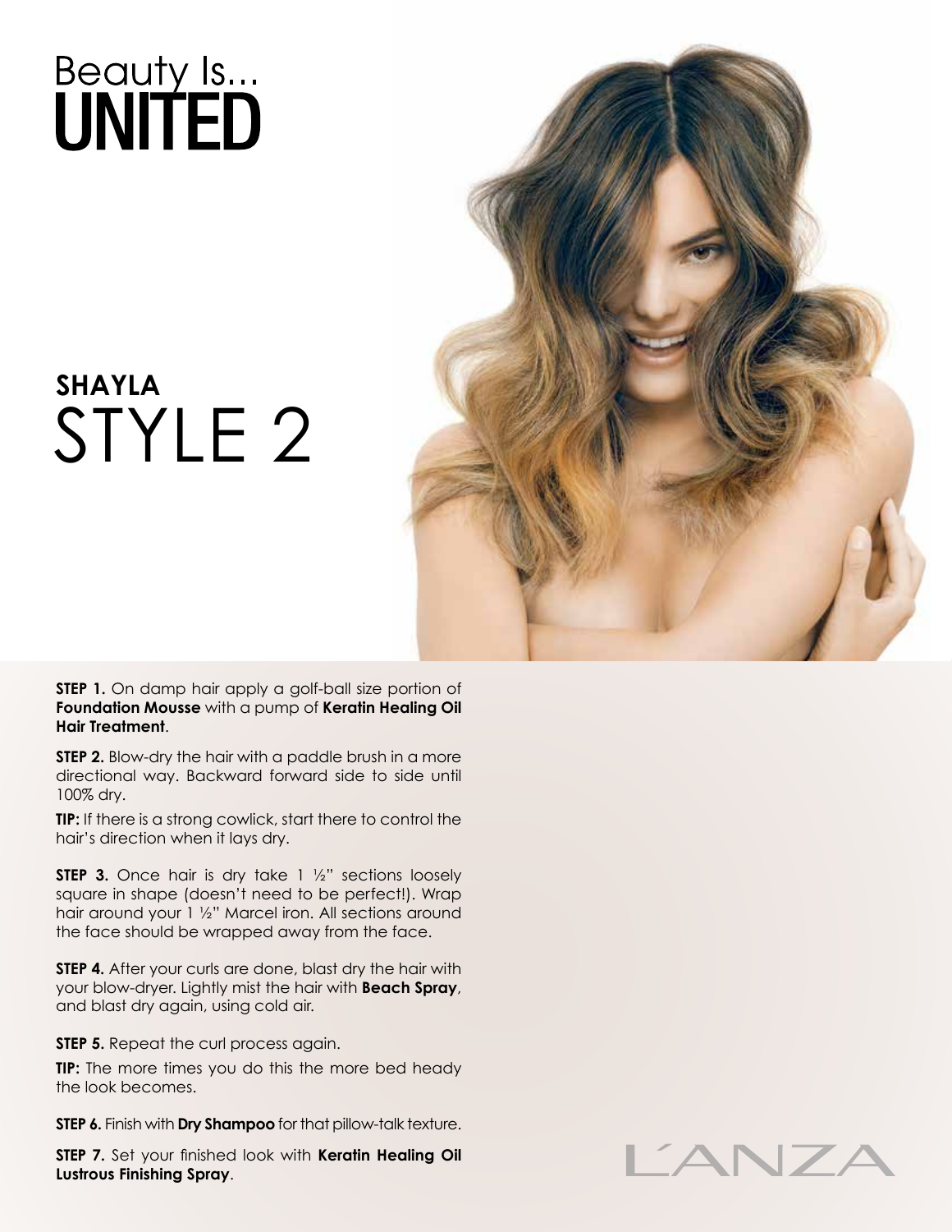# Beauty Is... UNITED

## SHAYLA
## STYLE 2

**STEP 1.** On damp hair apply a golf-ball size portion of **Foundation Mousse** with a pump of **Keratin Healing Oil Hair Treatment**.

**STEP 2.** Blow-dry the hair with a paddle brush in a more directional way. Backward forward side to side until 100% dry.

**TIP:** If there is a strong cowlick, start there to control the hair's direction when it lays dry.

**STEP 3.** Once hair is dry take 1 ½" sections loosely square in shape (doesn't need to be perfect!). Wrap hair around your 1 ½" Marcel iron. All sections around the face should be wrapped away from the face.

**STEP 4.** After your curls are done, blast dry the hair with your blow-dryer. Lightly mist the hair with **Beach Spray**, and blast dry again, using cold air.

**STEP 5.** Repeat the curl process again.

**TIP:** The more times you do this the more bed heady the look becomes.

**STEP 6.** Finish with **Dry Shampoo** for that pillow-talk texture.

**STEP 7.** Set your finished look with **Keratin Healing Oil Lustrous Finishing Spray**.

L'ANZA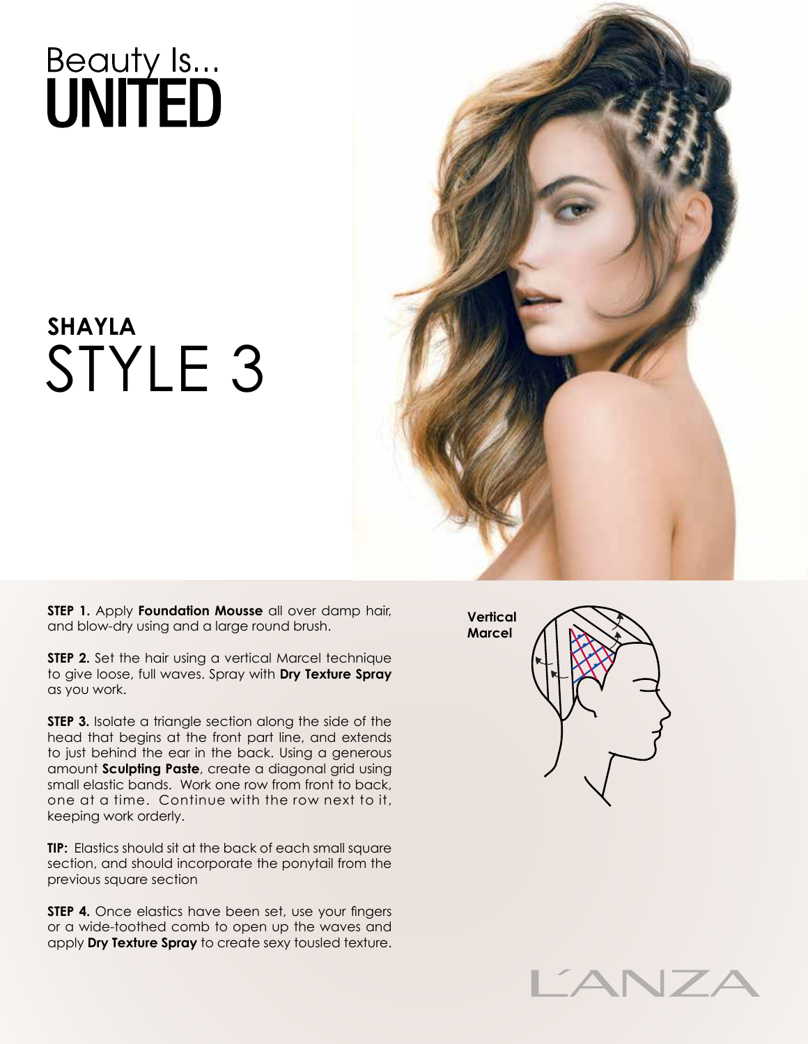# Beauty Is... UNITED

## SHAYLA
# STYLE 3

**STEP 1.** Apply **Foundation Mousse** all over damp hair, and blow-dry using and a large round brush.

**STEP 2.** Set the hair using a vertical Marcel technique to give loose, full waves. Spray with **Dry Texture Spray** as you work.

**STEP 3.** Isolate a triangle section along the side of the head that begins at the front part line, and extends to just behind the ear in the back. Using a generous amount **Sculpting Paste**, create a diagonal grid using small elastic bands. Work one row from front to back, one at a time. Continue with the row next to it, keeping work orderly.

**TIP:** Elastics should sit at the back of each small square section, and should incorporate the ponytail from the previous square section

**STEP 4.** Once elastics have been set, use your fingers or a wide-toothed comb to open up the waves and apply **Dry Texture Spray** to create sexy tousled texture.

**Vertical Marcel**

L'ANZA